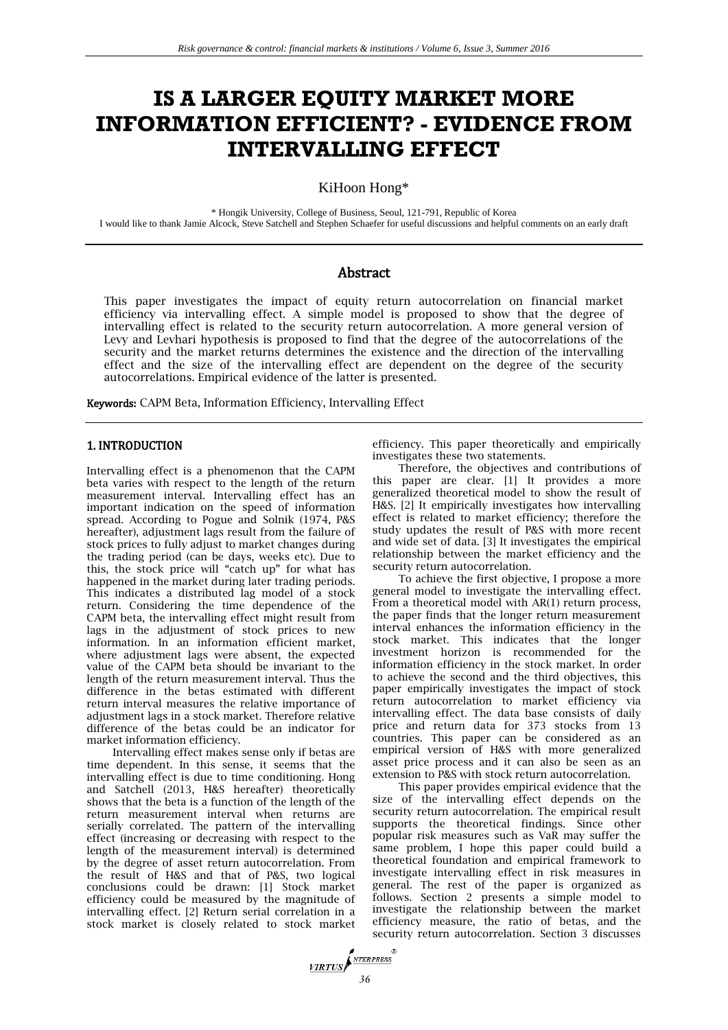# IS A LARGER EQUITY MARKET MORE INFORMATION EFFICIENT? - EVIDENCE FROM INTERVALLING EFFECT

KiHoon Hong*

\* Hongik University, College of Business, Seoul, 121-791, Republic of Korea
I would like to thank Jamie Alcock, Steve Satchell and Stephen Schaefer for useful discussions and helpful comments on an early draft

## Abstract

This paper investigates the impact of equity return autocorrelation on financial market efficiency via intervalling effect. A simple model is proposed to show that the degree of intervalling effect is related to the security return autocorrelation. A more general version of Levy and Levhari hypothesis is proposed to find that the degree of the autocorrelations of the security and the market returns determines the existence and the direction of the intervalling effect and the size of the intervalling effect are dependent on the degree of the security autocorrelations. Empirical evidence of the latter is presented.

**Keywords:** CAPM Beta, Information Efficiency, Intervalling Effect

## 1. INTRODUCTION

Intervalling effect is a phenomenon that the CAPM beta varies with respect to the length of the return measurement interval. Intervalling effect has an important indication on the speed of information spread. According to Pogue and Solnik (1974, P&S hereafter), adjustment lags result from the failure of stock prices to fully adjust to market changes during the trading period (can be days, weeks etc). Due to this, the stock price will "catch up" for what has happened in the market during later trading periods. This indicates a distributed lag model of a stock return. Considering the time dependence of the CAPM beta, the intervalling effect might result from lags in the adjustment of stock prices to new information. In an information efficient market, where adjustment lags were absent, the expected value of the CAPM beta should be invariant to the length of the return measurement interval. Thus the difference in the betas estimated with different return interval measures the relative importance of adjustment lags in a stock market. Therefore relative difference of the betas could be an indicator for market information efficiency.

Intervalling effect makes sense only if betas are time dependent. In this sense, it seems that the intervalling effect is due to time conditioning. Hong and Satchell (2013, H&S hereafter) theoretically shows that the beta is a function of the length of the return measurement interval when returns are serially correlated. The pattern of the intervalling effect (increasing or decreasing with respect to the length of the measurement interval) is determined by the degree of asset return autocorrelation. From the result of H&S and that of P&S, two logical conclusions could be drawn: [1] Stock market efficiency could be measured by the magnitude of intervalling effect. [2] Return serial correlation in a stock market is closely related to stock market efficiency. This paper theoretically and empirically investigates these two statements.

Therefore, the objectives and contributions of this paper are clear. [1] It provides a more generalized theoretical model to show the result of H&S. [2] It empirically investigates how intervalling effect is related to market efficiency; therefore the study updates the result of P&S with more recent and wide set of data. [3] It investigates the empirical relationship between the market efficiency and the security return autocorrelation.

To achieve the first objective, I propose a more general model to investigate the intervalling effect. From a theoretical model with AR(1) return process, the paper finds that the longer return measurement interval enhances the information efficiency in the stock market. This indicates that the longer investment horizon is recommended for the information efficiency in the stock market. In order to achieve the second and the third objectives, this paper empirically investigates the impact of stock return autocorrelation to market efficiency via intervalling effect. The data base consists of daily price and return data for 373 stocks from 13 countries. This paper can be considered as an empirical version of H&S with more generalized asset price process and it can also be seen as an extension to P&S with stock return autocorrelation.

This paper provides empirical evidence that the size of the intervalling effect depends on the security return autocorrelation. The empirical result supports the theoretical findings. Since other popular risk measures such as VaR may suffer the same problem, I hope this paper could build a theoretical foundation and empirical framework to investigate intervalling effect in risk measures in general. The rest of the paper is organized as follows. Section 2 presents a simple model to investigate the relationship between the market efficiency measure, the ratio of betas, and the security return autocorrelation. Section 3 discusses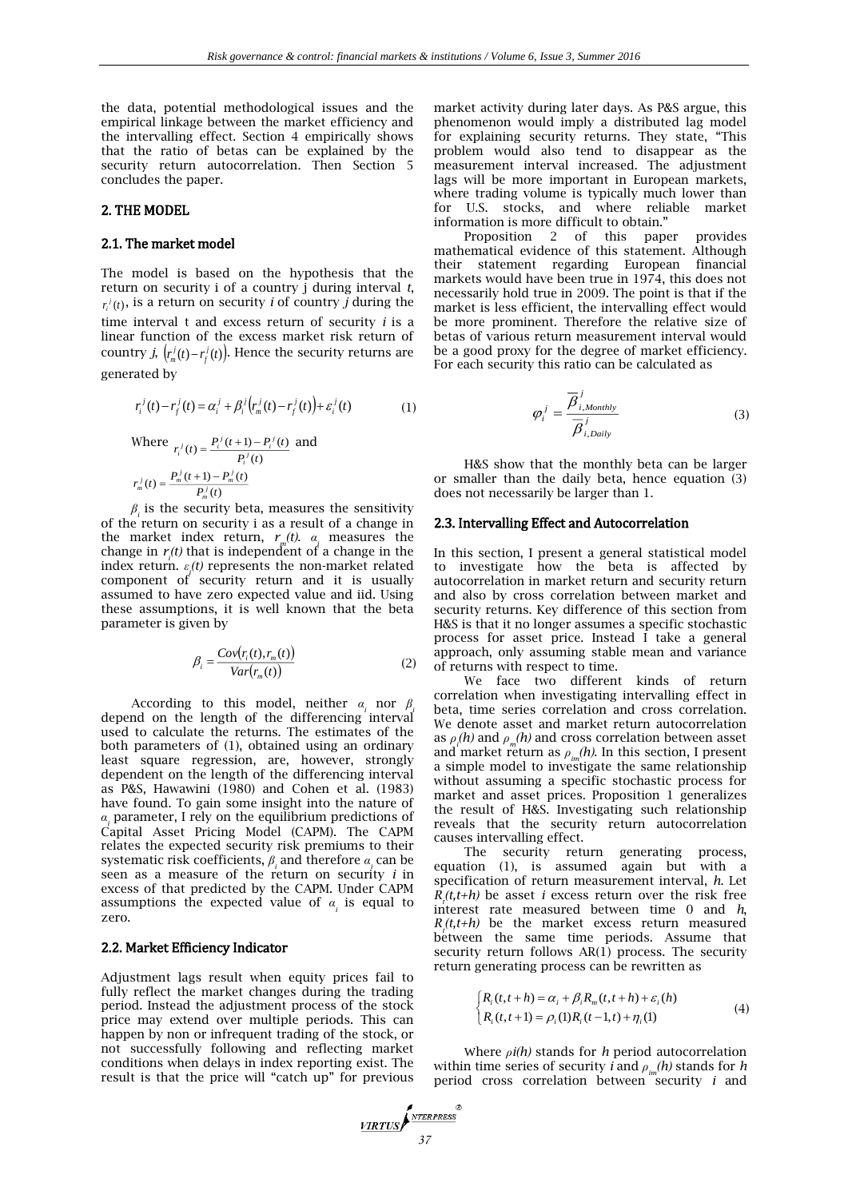the data, potential methodological issues and the empirical linkage between the market efficiency and the intervalling effect. Section 4 empirically shows that the ratio of betas can be explained by the security return autocorrelation. Then Section 5 concludes the paper.

## 2. THE MODEL

### 2.1. The market model

The model is based on the hypothesis that the return on security i of a country j during interval *t*, $r_i^j(t)$, is a return on security *i* of country *j* during the time interval t and excess return of security *i* is a linear function of the excess market risk return of country *j*, $\left(r_m^j(t) - r_f^j(t)\right)$. Hence the security returns are generated by

$$r_i^j(t) - r_f^j(t) = \alpha_i^j + \beta_i^j\left(r_m^j(t) - r_f^j(t)\right) + \varepsilon_i^j(t) \tag{1}$$

Where $r_i^j(t) = \frac{P_i^j(t+1) - P_i^j(t)}{P_i^j(t)}$ and

$r_m^j(t) = \frac{P_m^j(t+1) - P_m^j(t)}{P_m^j(t)}$

$\beta_i$ is the security beta, measures the sensitivity of the return on security i as a result of a change in the market index return, $r_m(t)$. $\alpha_i$ measures the change in $r_i(t)$ that is independent of a change in the index return. $\varepsilon_i(t)$ represents the non-market related component of security return and it is usually assumed to have zero expected value and iid. Using these assumptions, it is well known that the beta parameter is given by

$$\beta_i = \frac{Cov\left(r_i(t), r_m(t)\right)}{Var\left(r_m(t)\right)} \tag{2}$$

According to this model, neither $\alpha_i$ nor $\beta_i$ depend on the length of the differencing interval used to calculate the returns. The estimates of the both parameters of (1), obtained using an ordinary least square regression, are, however, strongly dependent on the length of the differencing interval as P&S, Hawawini (1980) and Cohen et al. (1983) have found. To gain some insight into the nature of $\alpha_i$ parameter, I rely on the equilibrium predictions of Capital Asset Pricing Model (CAPM). The CAPM relates the expected security risk premiums to their systematic risk coefficients, $\beta_i$ and therefore $\alpha_i$ can be seen as a measure of the return on security *i* in excess of that predicted by the CAPM. Under CAPM assumptions the expected value of $\alpha_i$ is equal to zero.

### 2.2. Market Efficiency Indicator

Adjustment lags result when equity prices fail to fully reflect the market changes during the trading period. Instead the adjustment process of the stock price may extend over multiple periods. This can happen by non or infrequent trading of the stock, or not successfully following and reflecting market conditions when delays in index reporting exist. The result is that the price will "catch up" for previous market activity during later days. As P&S argue, this phenomenon would imply a distributed lag model for explaining security returns. They state, "This problem would also tend to disappear as the measurement interval increased. The adjustment lags will be more important in European markets, where trading volume is typically much lower than for U.S. stocks, and where reliable market information is more difficult to obtain."

Proposition 2 of this paper provides mathematical evidence of this statement. Although their statement regarding European financial markets would have been true in 1974, this does not necessarily hold true in 2009. The point is that if the market is less efficient, the intervalling effect would be more prominent. Therefore the relative size of betas of various return measurement interval would be a good proxy for the degree of market efficiency. For each security this ratio can be calculated as

$$\varphi_i^j = \frac{\overline{\beta}_{i,Monthly}^j}{\overline{\beta}_{i,Daily}^j} \tag{3}$$

H&S show that the monthly beta can be larger or smaller than the daily beta, hence equation (3) does not necessarily be larger than 1.

### 2.3. Intervalling Effect and Autocorrelation

In this section, I present a general statistical model to investigate how the beta is affected by autocorrelation in market return and security return and also by cross correlation between market and security returns. Key difference of this section from H&S is that it no longer assumes a specific stochastic process for asset price. Instead I take a general approach, only assuming stable mean and variance of returns with respect to time.

We face two different kinds of return correlation when investigating intervalling effect in beta, time series correlation and cross correlation. We denote asset and market return autocorrelation as $\rho_i(h)$ and $\rho_m(h)$ and cross correlation between asset and market return as $\rho_{im}(h)$. In this section, I present a simple model to investigate the same relationship without assuming a specific stochastic process for market and asset prices. Proposition 1 generalizes the result of H&S. Investigating such relationship reveals that the security return autocorrelation causes intervalling effect.

The security return generating process, equation (1), is assumed again but with a specification of return measurement interval, *h*. Let $R_i(t,t+h)$ be asset *i* excess return over the risk free interest rate measured between time 0 and *h*, $R_i(t,t+h)$ be the market excess return measured between the same time periods. Assume that security return follows AR(1) process. The security return generating process can be rewritten as

$$\begin{cases} R_i(t,t+h) = \alpha_i + \beta_i R_m(t,t+h) + \varepsilon_i(h) \\ R_i(t,t+1) = \rho_i(1) R_i(t-1,t) + \eta_i(1) \end{cases} \tag{4}$$

Where $\rho i(h)$ stands for *h* period autocorrelation within time series of security *i* and $\rho_{im}(h)$ stands for *h* period cross correlation between security *i* and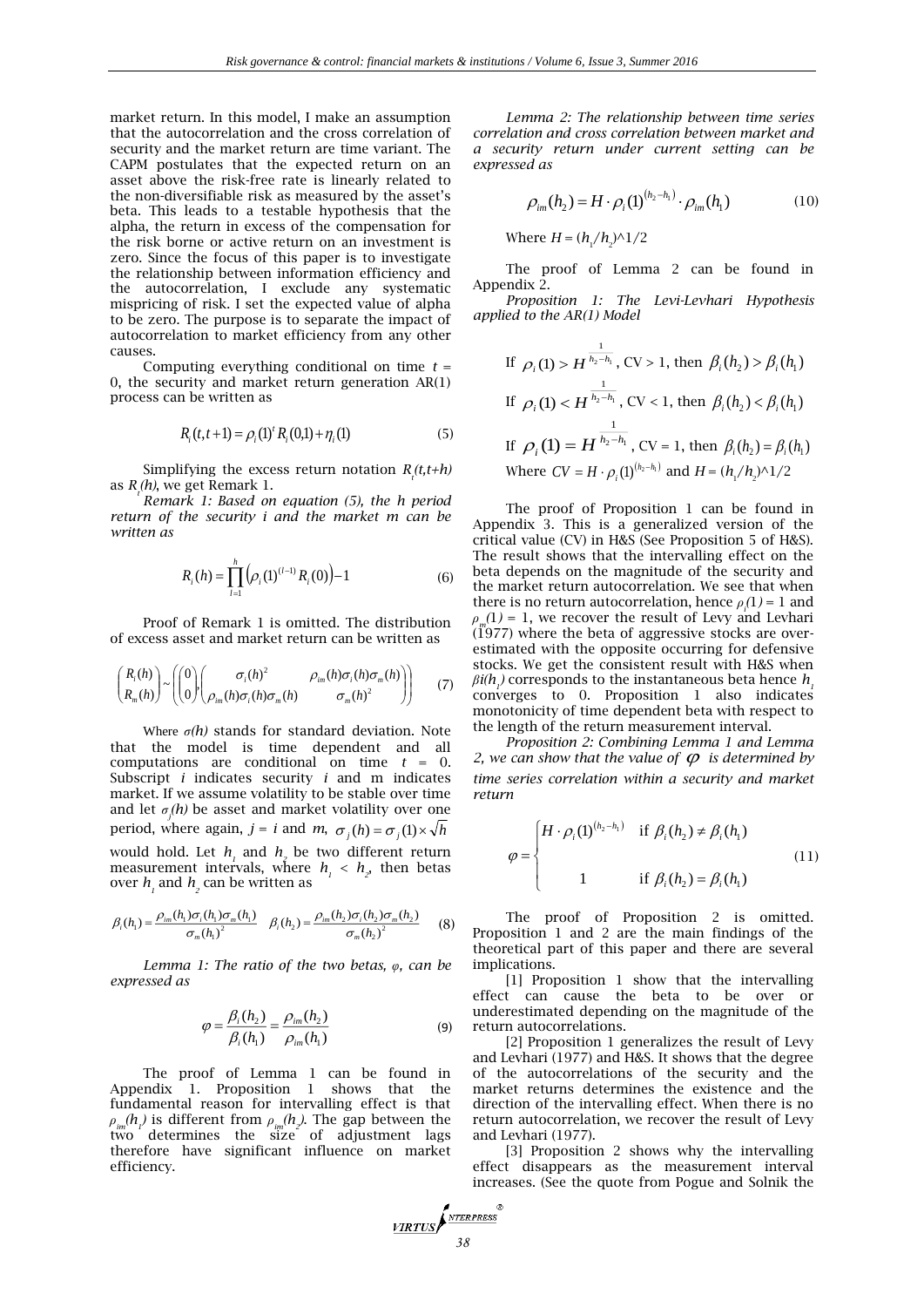market return. In this model, I make an assumption that the autocorrelation and the cross correlation of security and the market return are time variant. The CAPM postulates that the expected return on an asset above the risk-free rate is linearly related to the non-diversifiable risk as measured by the asset's beta. This leads to a testable hypothesis that the alpha, the return in excess of the compensation for the risk borne or active return on an investment is zero. Since the focus of this paper is to investigate the relationship between information efficiency and the autocorrelation, I exclude any systematic mispricing of risk. I set the expected value of alpha to be zero. The purpose is to separate the impact of autocorrelation to market efficiency from any other causes.

Computing everything conditional on time $t = 0$, the security and market return generation AR(1) process can be written as

$$R_i(t,t+1) = \rho_i(1)^t R_i(0,1) + \eta_i(1) \tag{5}$$

Simplifying the excess return notation $R_t(t,t+h)$ as $R_t(h)$, we get Remark 1.

*Remark 1: Based on equation (5), the h period return of the security i and the market m can be written as*

$$R_i(h) = \prod_{l=1}^{h} \left(\rho_i(1)^{(l-1)} R_i(0)\right) - 1 \tag{6}$$

Proof of Remark 1 is omitted. The distribution of excess asset and market return can be written as

$$\begin{pmatrix} R_i(h) \\ R_m(h) \end{pmatrix} \sim \left( \begin{pmatrix} 0 \\ 0 \end{pmatrix}, \begin{pmatrix} \sigma_i(h)^2 & \rho_{im}(h)\sigma_i(h)\sigma_m(h) \\ \rho_{im}(h)\sigma_i(h)\sigma_m(h) & \sigma_m(h)^2 \end{pmatrix} \right) \tag{7}$$

Where $\sigma(h)$ stands for standard deviation. Note that the model is time dependent and all computations are conditional on time $t = 0$. Subscript $i$ indicates security $i$ and m indicates market. If we assume volatility to be stable over time and let $\sigma_j(h)$ be asset and market volatility over one period, where again, $j = i$ and $m$, $\sigma_j(h) = \sigma_j(1) \times \sqrt{h}$ would hold. Let $h_1$ and $h_2$ be two different return measurement intervals, where $h_1 < h_2$, then betas over $h_1$ and $h_2$ can be written as

$$\beta_i(h_1) = \frac{\rho_{im}(h_1)\sigma_i(h_1)\sigma_m(h_1)}{\sigma_m(h_1)^2} \quad \beta_i(h_2) = \frac{\rho_{im}(h_2)\sigma_i(h_2)\sigma_m(h_2)}{\sigma_m(h_2)^2} \tag{8}$$

*Lemma 1: The ratio of the two betas, $\varphi$, can be expressed as*

$$\varphi = \frac{\beta_i(h_2)}{\beta_i(h_1)} = \frac{\rho_{im}(h_2)}{\rho_{im}(h_1)} \tag{9}$$

The proof of Lemma 1 can be found in Appendix 1. Proposition 1 shows that the fundamental reason for intervalling effect is that $\rho_{im}(h_1)$ is different from $\rho_{im}(h_2)$. The gap between the two determines the size of adjustment lags therefore have significant influence on market efficiency.

*Lemma 2: The relationship between time series correlation and cross correlation between market and a security return under current setting can be expressed as*

$$\rho_{im}(h_2) = H \cdot \rho_i(1)^{(h_2-h_1)} \cdot \rho_{im}(h_1) \tag{10}$$

Where $H = (h_1/h_2)$^1/2

The proof of Lemma 2 can be found in Appendix 2.

*Proposition 1: The Levi-Levhari Hypothesis applied to the AR(1) Model*

If $\rho_i(1) > H^{\frac{1}{h_2-h_1}}$, CV > 1, then $\beta_i(h_2) > \beta_i(h_1)$

If $\rho_i(1) < H^{\frac{1}{h_2-h_1}}$, CV < 1, then $\beta_i(h_2) < \beta_i(h_1)$

If $\rho_i(1) = H^{\frac{1}{h_2-h_1}}$, CV = 1, then $\beta_i(h_2) = \beta_i(h_1)$

Where $CV = H \cdot \rho_i(1)^{(h_2-h_1)}$ and $H = (h_1/h_2)$^1/2

The proof of Proposition 1 can be found in Appendix 3. This is a generalized version of the critical value (CV) in H&S (See Proposition 5 of H&S). The result shows that the intervalling effect on the beta depends on the magnitude of the security and the market return autocorrelation. We see that when there is no return autocorrelation, hence $\rho_i(1) = 1$ and $\rho_m(1) = 1$, we recover the result of Levy and Levhari (1977) where the beta of aggressive stocks are over-estimated with the opposite occurring for defensive stocks. We get the consistent result with H&S when $\beta i(h_1)$ corresponds to the instantaneous beta hence $h_1$ converges to 0. Proposition 1 also indicates monotonicity of time dependent beta with respect to the length of the return measurement interval.

*Proposition 2: Combining Lemma 1 and Lemma 2, we can show that the value of $\varphi$ is determined by time series correlation within a security and market return*

$$\varphi = \begin{cases} H \cdot \rho_i(1)^{(h_2-h_1)} & \text{if } \beta_i(h_2) \neq \beta_i(h_1) \\ 1 & \text{if } \beta_i(h_2) = \beta_i(h_1) \end{cases} \tag{11}$$

The proof of Proposition 2 is omitted. Proposition 1 and 2 are the main findings of the theoretical part of this paper and there are several implications.

[1] Proposition 1 show that the intervalling effect can cause the beta to be over or underestimated depending on the magnitude of the return autocorrelations.

[2] Proposition 1 generalizes the result of Levy and Levhari (1977) and H&S. It shows that the degree of the autocorrelations of the security and the market returns determines the existence and the direction of the intervalling effect. When there is no return autocorrelation, we recover the result of Levy and Levhari (1977).

[3] Proposition 2 shows why the intervalling effect disappears as the measurement interval increases. (See the quote from Pogue and Solnik the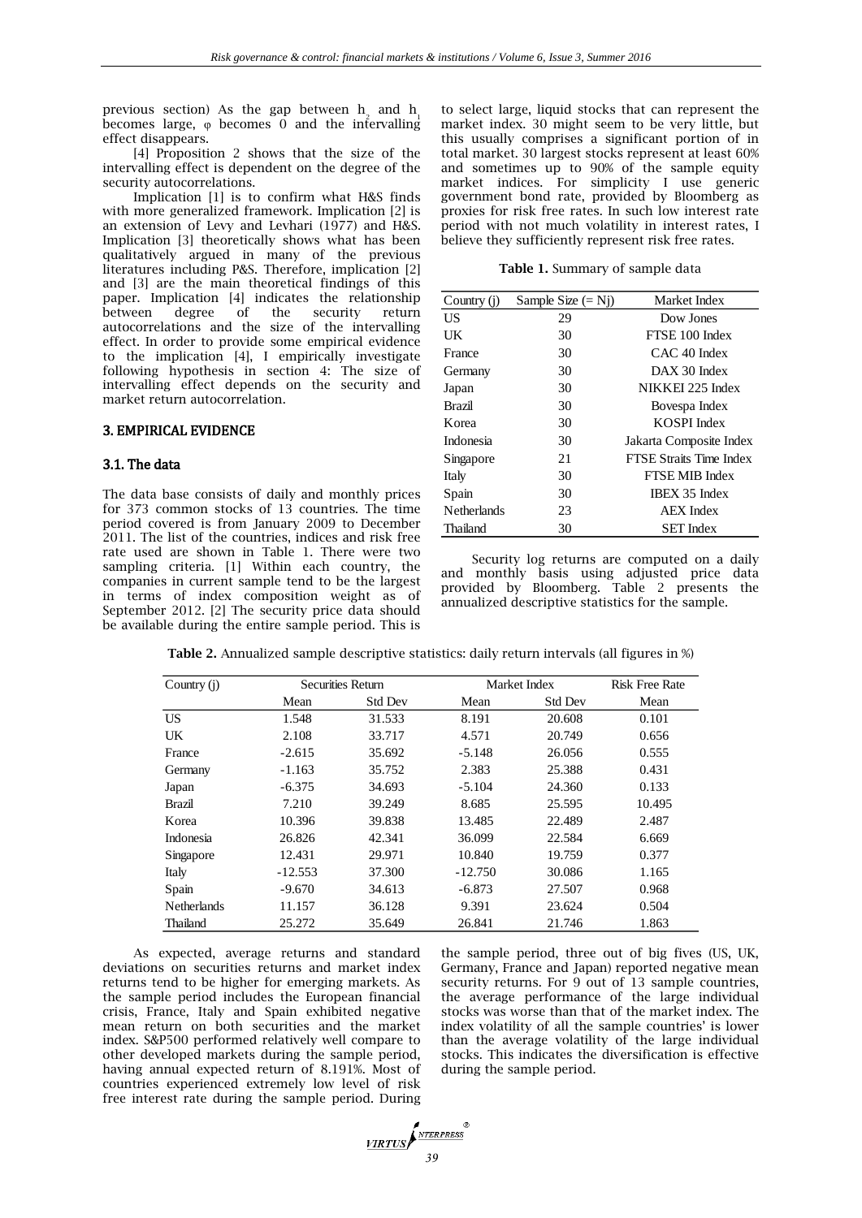previous section) As the gap between $h_2$ and $h_1$ becomes large, $\varphi$ becomes 0 and the intervalling effect disappears.

[4] Proposition 2 shows that the size of the intervalling effect is dependent on the degree of the security autocorrelations.

Implication [1] is to confirm what H&S finds with more generalized framework. Implication [2] is an extension of Levy and Levhari (1977) and H&S. Implication [3] theoretically shows what has been qualitatively argued in many of the previous literatures including P&S. Therefore, implication [2] and [3] are the main theoretical findings of this paper. Implication [4] indicates the relationship between degree of the security return autocorrelations and the size of the intervalling effect. In order to provide some empirical evidence to the implication [4], I empirically investigate following hypothesis in section 4: The size of intervalling effect depends on the security and market return autocorrelation.

## 3. EMPIRICAL EVIDENCE

### 3.1. The data

The data base consists of daily and monthly prices for 373 common stocks of 13 countries. The time period covered is from January 2009 to December 2011. The list of the countries, indices and risk free rate used are shown in Table 1. There were two sampling criteria. [1] Within each country, the companies in current sample tend to be the largest in terms of index composition weight as of September 2012. [2] The security price data should be available during the entire sample period. This is to select large, liquid stocks that can represent the market index. 30 might seem to be very little, but this usually comprises a significant portion of in total market. 30 largest stocks represent at least 60% and sometimes up to 90% of the sample equity market indices. For simplicity I use generic government bond rate, provided by Bloomberg as proxies for risk free rates. In such low interest rate period with not much volatility in interest rates, I believe they sufficiently represent risk free rates.

**Table 1.** Summary of sample data

| Country (j) | Sample Size (= Nj) | Market Index |
|---|---|---|
| US | 29 | Dow Jones |
| UK | 30 | FTSE 100 Index |
| France | 30 | CAC 40 Index |
| Germany | 30 | DAX 30 Index |
| Japan | 30 | NIKKEI 225 Index |
| Brazil | 30 | Bovespa Index |
| Korea | 30 | KOSPI Index |
| Indonesia | 30 | Jakarta Composite Index |
| Singapore | 21 | FTSE Straits Time Index |
| Italy | 30 | FTSE MIB Index |
| Spain | 30 | IBEX 35 Index |
| Netherlands | 23 | AEX Index |
| Thailand | 30 | SET Index |

Security log returns are computed on a daily and monthly basis using adjusted price data provided by Bloomberg. Table 2 presents the annualized descriptive statistics for the sample.

**Table 2.** Annualized sample descriptive statistics: daily return intervals (all figures in %)

| Country (j) | Securities Return | | Market Index | | Risk Free Rate |
|---|---|---|---|---|---|
| | Mean | Std Dev | Mean | Std Dev | Mean |
| US | 1.548 | 31.533 | 8.191 | 20.608 | 0.101 |
| UK | 2.108 | 33.717 | 4.571 | 20.749 | 0.656 |
| France | -2.615 | 35.692 | -5.148 | 26.056 | 0.555 |
| Germany | -1.163 | 35.752 | 2.383 | 25.388 | 0.431 |
| Japan | -6.375 | 34.693 | -5.104 | 24.360 | 0.133 |
| Brazil | 7.210 | 39.249 | 8.685 | 25.595 | 10.495 |
| Korea | 10.396 | 39.838 | 13.485 | 22.489 | 2.487 |
| Indonesia | 26.826 | 42.341 | 36.099 | 22.584 | 6.669 |
| Singapore | 12.431 | 29.971 | 10.840 | 19.759 | 0.377 |
| Italy | -12.553 | 37.300 | -12.750 | 30.086 | 1.165 |
| Spain | -9.670 | 34.613 | -6.873 | 27.507 | 0.968 |
| Netherlands | 11.157 | 36.128 | 9.391 | 23.624 | 0.504 |
| Thailand | 25.272 | 35.649 | 26.841 | 21.746 | 1.863 |

As expected, average returns and standard deviations on securities returns and market index returns tend to be higher for emerging markets. As the sample period includes the European financial crisis, France, Italy and Spain exhibited negative mean return on both securities and the market index. S&P500 performed relatively well compare to other developed markets during the sample period, having annual expected return of 8.191%. Most of countries experienced extremely low level of risk free interest rate during the sample period. During the sample period, three out of big fives (US, UK, Germany, France and Japan) reported negative mean security returns. For 9 out of 13 sample countries, the average performance of the large individual stocks was worse than that of the market index. The index volatility of all the sample countries' is lower than the average volatility of the large individual stocks. This indicates the diversification is effective during the sample period.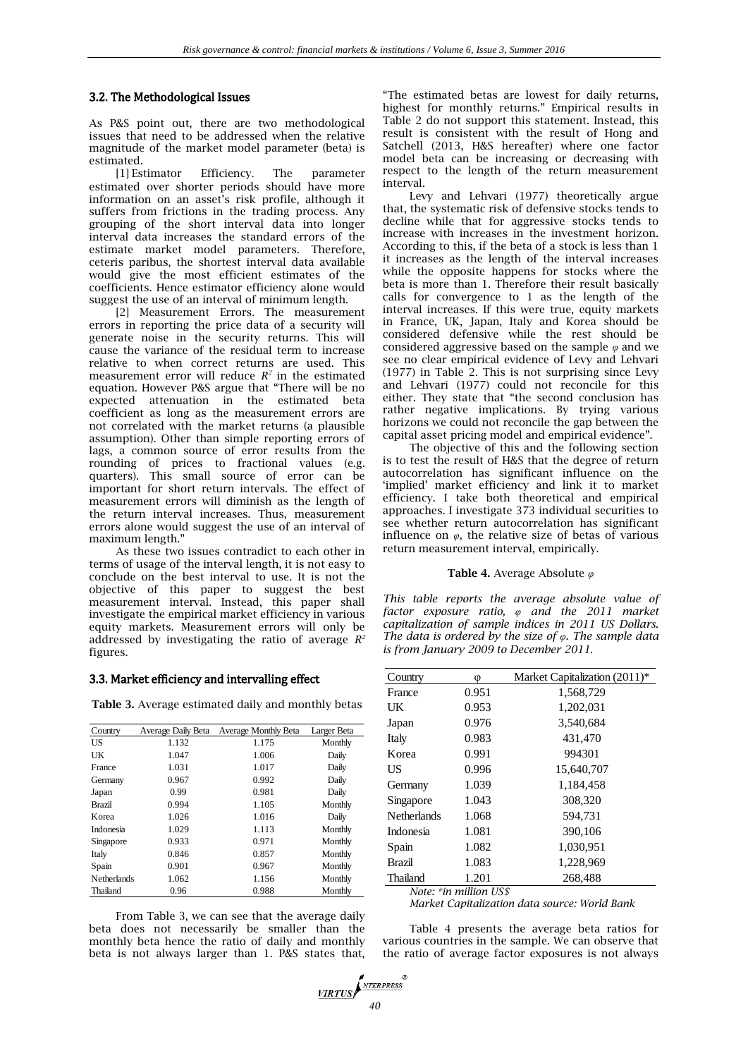### 3.2. The Methodological Issues

As P&S point out, there are two methodological issues that need to be addressed when the relative magnitude of the market model parameter (beta) is estimated.

[1] Estimator Efficiency. The parameter estimated over shorter periods should have more information on an asset's risk profile, although it suffers from frictions in the trading process. Any grouping of the short interval data into longer interval data increases the standard errors of the estimate market model parameters. Therefore, ceteris paribus, the shortest interval data available would give the most efficient estimates of the coefficients. Hence estimator efficiency alone would suggest the use of an interval of minimum length.

[2] Measurement Errors. The measurement errors in reporting the price data of a security will generate noise in the security returns. This will cause the variance of the residual term to increase relative to when correct returns are used. This measurement error will reduce $R^2$ in the estimated equation. However P&S argue that "There will be no expected attenuation in the estimated beta coefficient as long as the measurement errors are not correlated with the market returns (a plausible assumption). Other than simple reporting errors of lags, a common source of error results from the rounding of prices to fractional values (e.g. quarters). This small source of error can be important for short return intervals. The effect of measurement errors will diminish as the length of the return interval increases. Thus, measurement errors alone would suggest the use of an interval of maximum length."

As these two issues contradict to each other in terms of usage of the interval length, it is not easy to conclude on the best interval to use. It is not the objective of this paper to suggest the best measurement interval. Instead, this paper shall investigate the empirical market efficiency in various equity markets. Measurement errors will only be addressed by investigating the ratio of average $R^2$ figures.

### 3.3. Market efficiency and intervalling effect

**Table 3.** Average estimated daily and monthly betas

| Country | Average Daily Beta | Average Monthly Beta | Larger Beta |
|---|---|---|---|
| US | 1.132 | 1.175 | Monthly |
| UK | 1.047 | 1.006 | Daily |
| France | 1.031 | 1.017 | Daily |
| Germany | 0.967 | 0.992 | Daily |
| Japan | 0.99 | 0.981 | Daily |
| Brazil | 0.994 | 1.105 | Monthly |
| Korea | 1.026 | 1.016 | Daily |
| Indonesia | 1.029 | 1.113 | Monthly |
| Singapore | 0.933 | 0.971 | Monthly |
| Italy | 0.846 | 0.857 | Monthly |
| Spain | 0.901 | 0.967 | Monthly |
| Netherlands | 1.062 | 1.156 | Monthly |
| Thailand | 0.96 | 0.988 | Monthly |

From Table 3, we can see that the average daily beta does not necessarily be smaller than the monthly beta hence the ratio of daily and monthly beta is not always larger than 1. P&S states that, "The estimated betas are lowest for daily returns, highest for monthly returns." Empirical results in Table 2 do not support this statement. Instead, this result is consistent with the result of Hong and Satchell (2013, H&S hereafter) where one factor model beta can be increasing or decreasing with respect to the length of the return measurement interval.

Levy and Lehvari (1977) theoretically argue that, the systematic risk of defensive stocks tends to decline while that for aggressive stocks tends to increase with increases in the investment horizon. According to this, if the beta of a stock is less than 1 it increases as the length of the interval increases while the opposite happens for stocks where the beta is more than 1. Therefore their result basically calls for convergence to 1 as the length of the interval increases. If this were true, equity markets in France, UK, Japan, Italy and Korea should be considered defensive while the rest should be considered aggressive based on the sample $\varphi$ and we see no clear empirical evidence of Levy and Lehvari (1977) in Table 2. This is not surprising since Levy and Lehvari (1977) could not reconcile for this either. They state that "the second conclusion has rather negative implications. By trying various horizons we could not reconcile the gap between the capital asset pricing model and empirical evidence".

The objective of this and the following section is to test the result of H&S that the degree of return autocorrelation has significant influence on the 'implied' market efficiency and link it to market efficiency. I take both theoretical and empirical approaches. I investigate 373 individual securities to see whether return autocorrelation has significant influence on $\varphi$, the relative size of betas of various return measurement interval, empirically.

**Table 4.** Average Absolute $\varphi$

*This table reports the average absolute value of factor exposure ratio, $\varphi$ and the 2011 market capitalization of sample indices in 2011 US Dollars. The data is ordered by the size of $\varphi$. The sample data is from January 2009 to December 2011.*

| Country | $\varphi$ | Market Capitalization (2011)* |
|---|---|---|
| France | 0.951 | 1,568,729 |
| UK | 0.953 | 1,202,031 |
| Japan | 0.976 | 3,540,684 |
| Italy | 0.983 | 431,470 |
| Korea | 0.991 | 994301 |
| US | 0.996 | 15,640,707 |
| Germany | 1.039 | 1,184,458 |
| Singapore | 1.043 | 308,320 |
| Netherlands | 1.068 | 594,731 |
| Indonesia | 1.081 | 390,106 |
| Spain | 1.082 | 1,030,951 |
| Brazil | 1.083 | 1,228,969 |
| Thailand | 1.201 | 268,488 |

*Note: \*in million US$*

*Market Capitalization data source: World Bank*

Table 4 presents the average beta ratios for various countries in the sample. We can observe that the ratio of average factor exposures is not always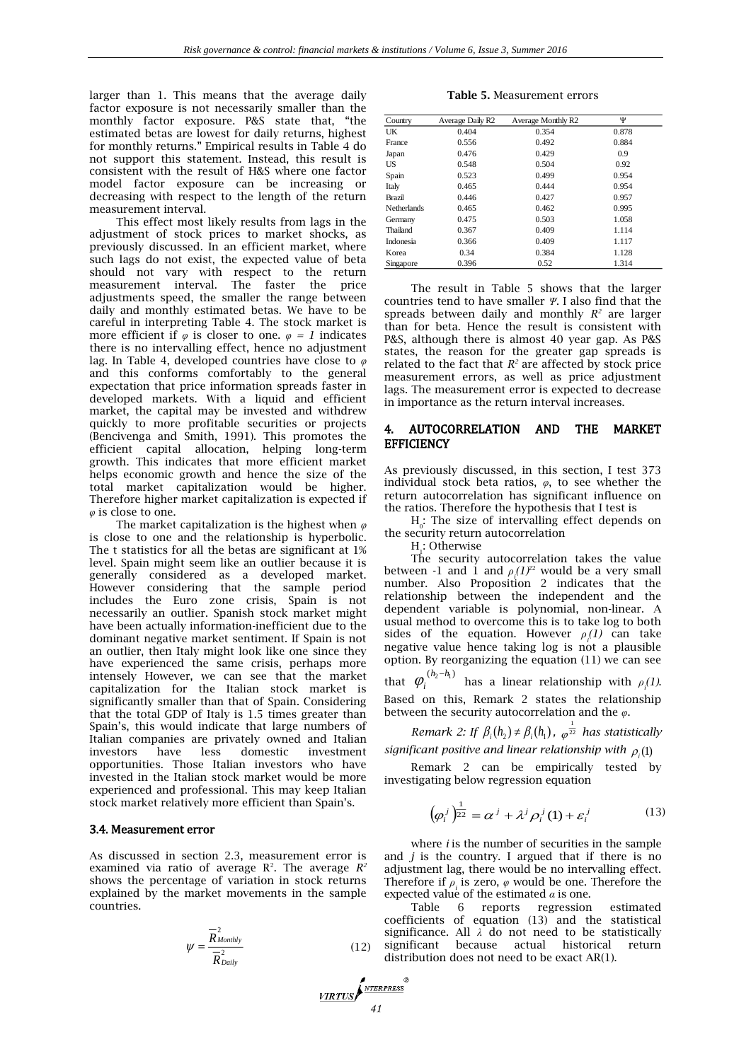larger than 1. This means that the average daily factor exposure is not necessarily smaller than the monthly factor exposure. P&S state that, "the estimated betas are lowest for daily returns, highest for monthly returns." Empirical results in Table 4 do not support this statement. Instead, this result is consistent with the result of H&S where one factor model factor exposure can be increasing or decreasing with respect to the length of the return measurement interval.

This effect most likely results from lags in the adjustment of stock prices to market shocks, as previously discussed. In an efficient market, where such lags do not exist, the expected value of beta should not vary with respect to the return measurement interval. The faster the price adjustments speed, the smaller the range between daily and monthly estimated betas. We have to be careful in interpreting Table 4. The stock market is more efficient if $\varphi$ is closer to one. $\varphi = 1$ indicates there is no intervalling effect, hence no adjustment lag. In Table 4, developed countries have close to $\varphi$ and this conforms comfortably to the general expectation that price information spreads faster in developed markets. With a liquid and efficient market, the capital may be invested and withdrew quickly to more profitable securities or projects (Bencivenga and Smith, 1991). This promotes the efficient capital allocation, helping long-term growth. This indicates that more efficient market helps economic growth and hence the size of the total market capitalization would be higher. Therefore higher market capitalization is expected if $\varphi$ is close to one.

The market capitalization is the highest when $\varphi$ is close to one and the relationship is hyperbolic. The t statistics for all the betas are significant at 1% level. Spain might seem like an outlier because it is generally considered as a developed market. However considering that the sample period includes the Euro zone crisis, Spain is not necessarily an outlier. Spanish stock market might have been actually information-inefficient due to the dominant negative market sentiment. If Spain is not an outlier, then Italy might look like one since they have experienced the same crisis, perhaps more intensely However, we can see that the market capitalization for the Italian stock market is significantly smaller than that of Spain. Considering that the total GDP of Italy is 1.5 times greater than Spain's, this would indicate that large numbers of Italian companies are privately owned and Italian investors have less domestic investment opportunities. Those Italian investors who have invested in the Italian stock market would be more experienced and professional. This may keep Italian stock market relatively more efficient than Spain's.

### 3.4. Measurement error

As discussed in section 2.3, measurement error is examined via ratio of average $R^2$. The average $R^2$ shows the percentage of variation in stock returns explained by the market movements in the sample countries.

$$\psi = \frac{\overline{R}^2_{Monthly}}{\overline{R}^2_{Daily}} \tag{12}$$

**Table 5.** Measurement errors

| Country | Average Daily R2 | Average Monthly R2 | Ψ |
|---|---|---|---|
| UK | 0.404 | 0.354 | 0.878 |
| France | 0.556 | 0.492 | 0.884 |
| Japan | 0.476 | 0.429 | 0.9 |
| US | 0.548 | 0.504 | 0.92 |
| Spain | 0.523 | 0.499 | 0.954 |
| Italy | 0.465 | 0.444 | 0.954 |
| Brazil | 0.446 | 0.427 | 0.957 |
| Netherlands | 0.465 | 0.462 | 0.995 |
| Germany | 0.475 | 0.503 | 1.058 |
| Thailand | 0.367 | 0.409 | 1.114 |
| Indonesia | 0.366 | 0.409 | 1.117 |
| Korea | 0.34 | 0.384 | 1.128 |
| Singapore | 0.396 | 0.52 | 1.314 |

The result in Table 5 shows that the larger countries tend to have smaller $\Psi$. I also find that the spreads between daily and monthly $R^2$ are larger than for beta. Hence the result is consistent with P&S, although there is almost 40 year gap. As P&S states, the reason for the greater gap spreads is related to the fact that $R^2$ are affected by stock price measurement errors, as well as price adjustment lags. The measurement error is expected to decrease in importance as the return interval increases.

## 4. AUTOCORRELATION AND THE MARKET EFFICIENCY

As previously discussed, in this section, I test 373 individual stock beta ratios, $\varphi$, to see whether the return autocorrelation has significant influence on the ratios. Therefore the hypothesis that I test is

$H_0$: The size of intervalling effect depends on the security return autocorrelation

$H_1$: Otherwise

The security autocorrelation takes the value between -1 and 1 and $\rho_i(1)^{22}$ would be a very small number. Also Proposition 2 indicates that the relationship between the independent and the dependent variable is polynomial, non-linear. A usual method to overcome this is to take log to both sides of the equation. However $\rho_i(1)$ can take negative value hence taking log is not a plausible option. By reorganizing the equation (11) we can see that $\varphi_i^{(h_2-h_1)}$ has a linear relationship with $\rho_i(1)$. Based on this, Remark 2 states the relationship between the security autocorrelation and the $\varphi$.

*Remark 2: If $\beta_i(h_2) \neq \beta_i(h_1)$, $\varphi^{\frac{1}{22}}$ has statistically significant positive and linear relationship with $\rho_i(1)$*

Remark 2 can be empirically tested by investigating below regression equation

$$\left(\varphi_i^j\right)^{\frac{1}{22}} = \alpha^j + \lambda^j \rho_i^j(1) + \varepsilon_i^j \tag{13}$$

where $i$ is the number of securities in the sample and $j$ is the country. I argued that if there is no adjustment lag, there would be no intervalling effect. Therefore if $\rho_i$ is zero, $\varphi$ would be one. Therefore the expected value of the estimated $\alpha$ is one.

Table 6 reports regression estimated coefficients of equation (13) and the statistical significance. All $\lambda$ do not need to be statistically significant because actual historical return distribution does not need to be exact AR(1).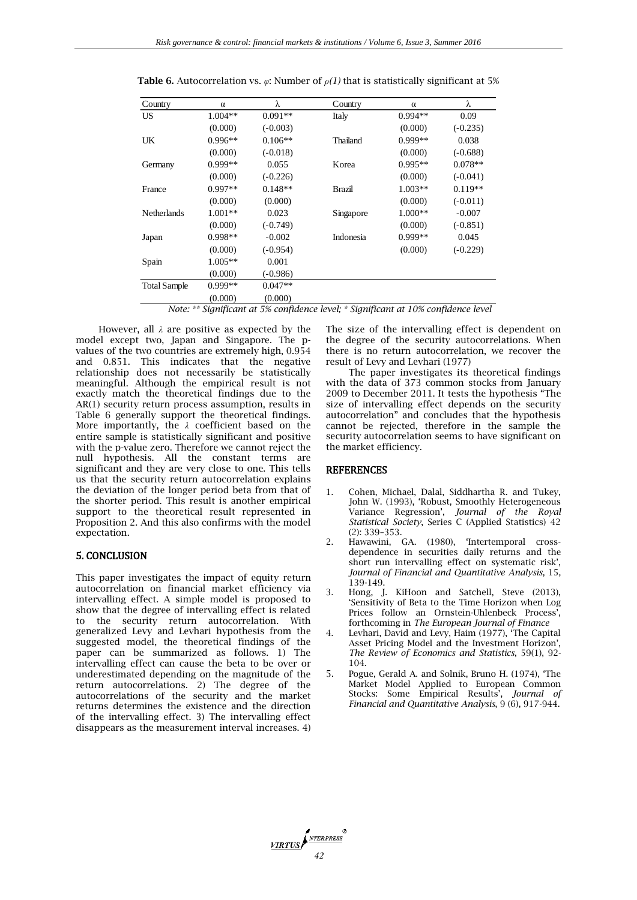**Table 6.** Autocorrelation vs. $\varphi$: Number of $\rho(1)$ that is statistically significant at 5%

| Country | α | λ | Country | α | λ |
|---|---|---|---|---|---|
| US | 1.004** | 0.091** | Italy | 0.994** | 0.09 |
| | (0.000) | (-0.003) | | (0.000) | (-0.235) |
| UK | 0.996** | 0.106** | Thailand | 0.999** | 0.038 |
| | (0.000) | (-0.018) | | (0.000) | (-0.688) |
| Germany | 0.999** | 0.055 | Korea | 0.995** | 0.078** |
| | (0.000) | (-0.226) | | (0.000) | (-0.041) |
| France | 0.997** | 0.148** | Brazil | 1.003** | 0.119** |
| | (0.000) | (0.000) | | (0.000) | (-0.011) |
| Netherlands | 1.001** | 0.023 | Singapore | 1.000** | -0.007 |
| | (0.000) | (-0.749) | | (0.000) | (-0.851) |
| Japan | 0.998** | -0.002 | Indonesia | 0.999** | 0.045 |
| | (0.000) | (-0.954) | | (0.000) | (-0.229) |
| Spain | 1.005** | 0.001 | | | |
| | (0.000) | (-0.986) | | | |
| Total Sample | 0.999** | 0.047** | | | |
| | (0.000) | (0.000) | | | |

*Note: ** Significant at 5% confidence level; * Significant at 10% confidence level*

However, all $\lambda$ are positive as expected by the model except two, Japan and Singapore. The p-values of the two countries are extremely high, 0.954 and 0.851. This indicates that the negative relationship does not necessarily be statistically meaningful. Although the empirical result is not exactly match the theoretical findings due to the AR(1) security return process assumption, results in Table 6 generally support the theoretical findings. More importantly, the $\lambda$ coefficient based on the entire sample is statistically significant and positive with the p-value zero. Therefore we cannot reject the null hypothesis. All the constant terms are significant and they are very close to one. This tells us that the security return autocorrelation explains the deviation of the longer period beta from that of the shorter period. This result is another empirical support to the theoretical result represented in Proposition 2. And this also confirms with the model expectation.

## 5. CONCLUSION

This paper investigates the impact of equity return autocorrelation on financial market efficiency via intervalling effect. A simple model is proposed to show that the degree of intervalling effect is related to the security return autocorrelation. With generalized Levy and Levhari hypothesis from the suggested model, the theoretical findings of the paper can be summarized as follows. 1) The intervalling effect can cause the beta to be over or underestimated depending on the magnitude of the return autocorrelations. 2) The degree of the autocorrelations of the security and the market returns determines the existence and the direction of the intervalling effect. 3) The intervalling effect disappears as the measurement interval increases. 4) The size of the intervalling effect is dependent on the degree of the security autocorrelations. When there is no return autocorrelation, we recover the result of Levy and Levhari (1977)

The paper investigates its theoretical findings with the data of 373 common stocks from January 2009 to December 2011. It tests the hypothesis "The size of intervalling effect depends on the security autocorrelation" and concludes that the hypothesis cannot be rejected, therefore in the sample the security autocorrelation seems to have significant on the market efficiency.

## REFERENCES

1. Cohen, Michael, Dalal, Siddhartha R. and Tukey, John W. (1993), 'Robust, Smoothly Heterogeneous Variance Regression', *Journal of the Royal Statistical Society*, Series C (Applied Statistics) 42 (2): 339–353.
2. Hawawini, GA. (1980), 'Intertemporal cross-dependence in securities daily returns and the short run intervalling effect on systematic risk', *Journal of Financial and Quantitative Analysis*, 15, 139-149.
3. Hong, J. KiHoon and Satchell, Steve (2013), 'Sensitivity of Beta to the Time Horizon when Log Prices follow an Ornstein-Uhlenbeck Process', forthcoming in *The European Journal of Finance*
4. Levhari, David and Levy, Haim (1977), 'The Capital Asset Pricing Model and the Investment Horizon', *The Review of Economics and Statistics*, 59(1), 92-104.
5. Pogue, Gerald A. and Solnik, Bruno H. (1974), 'The Market Model Applied to European Common Stocks: Some Empirical Results', *Journal of Financial and Quantitative Analysis*, 9 (6), 917-944.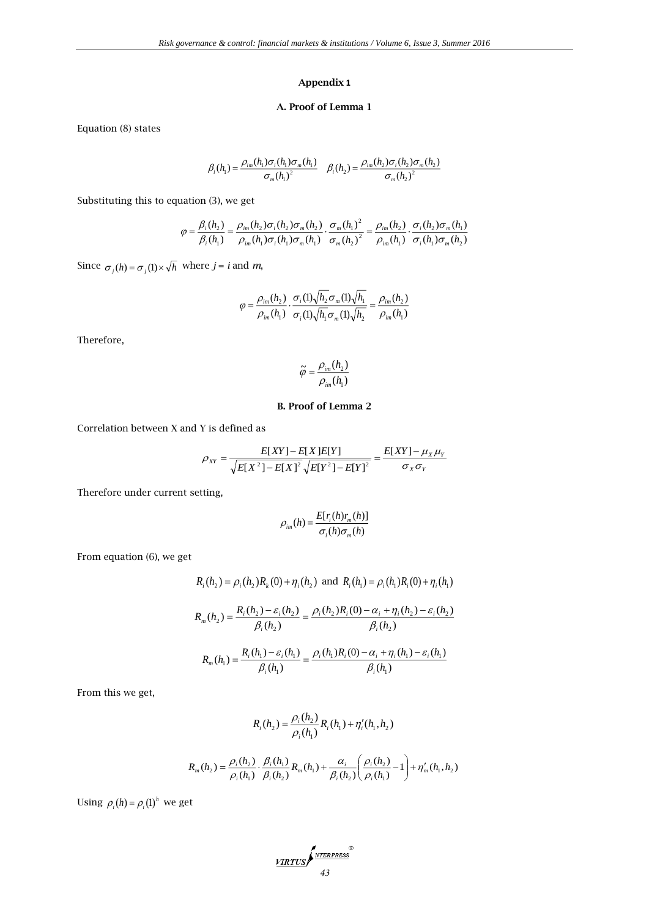## Appendix 1

### A. Proof of Lemma 1

Equation (8) states

$$\beta_i(h_1) = \frac{\rho_{im}(h_1)\sigma_i(h_1)\sigma_m(h_1)}{\sigma_m(h_1)^2} \quad \beta_i(h_2) = \frac{\rho_{im}(h_2)\sigma_i(h_2)\sigma_m(h_2)}{\sigma_m(h_2)^2}$$

Substituting this to equation (3), we get

$$\varphi = \frac{\beta_i(h_2)}{\beta_i(h_1)} = \frac{\rho_{im}(h_2)\sigma_i(h_2)\sigma_m(h_2)}{\rho_{im}(h_1)\sigma_i(h_1)\sigma_m(h_1)} \cdot \frac{\sigma_m(h_1)^2}{\sigma_m(h_2)^2} = \frac{\rho_{im}(h_2)}{\rho_{im}(h_1)} \cdot \frac{\sigma_i(h_2)\sigma_m(h_1)}{\sigma_i(h_1)\sigma_m(h_2)}$$

Since $\sigma_j(h) = \sigma_j(1) \times \sqrt{h}$ where $j = i$ and $m$,

$$\varphi = \frac{\rho_{im}(h_2)}{\rho_{im}(h_1)} \cdot \frac{\sigma_i(1)\sqrt{h_2}\sigma_m(1)\sqrt{h_1}}{\sigma_i(1)\sqrt{h_1}\sigma_m(1)\sqrt{h_2}} = \frac{\rho_{im}(h_2)}{\rho_{im}(h_1)}$$

Therefore,

$$\tilde{\varphi} = \frac{\rho_{im}(h_2)}{\rho_{im}(h_1)}$$

### B. Proof of Lemma 2

Correlation between X and Y is defined as

$$\rho_{XY} = \frac{E[XY] - E[X]E[Y]}{\sqrt{E[X^2] - E[X]^2}\sqrt{E[Y^2] - E[Y]^2}} = \frac{E[XY] - \mu_X\mu_Y}{\sigma_X\sigma_Y}$$

Therefore under current setting,

$$\rho_{im}(h) = \frac{E[r_i(h)r_m(h)]}{\sigma_i(h)\sigma_m(h)}$$

From equation (6), we get

$$R_i(h_2) = \rho_i(h_2)R_k(0) + \eta_i(h_2) \text{ and } R_i(h_1) = \rho_i(h_1)R_i(0) + \eta_i(h_1)$$

$$R_m(h_2) = \frac{R_i(h_2) - \varepsilon_i(h_2)}{\beta_i(h_2)} = \frac{\rho_i(h_2)R_i(0) - \alpha_i + \eta_i(h_2) - \varepsilon_i(h_2)}{\beta_i(h_2)}$$

$$R_m(h_1) = \frac{R_i(h_1) - \varepsilon_i(h_1)}{\beta_i(h_1)} = \frac{\rho_i(h_1)R_i(0) - \alpha_i + \eta_i(h_1) - \varepsilon_i(h_1)}{\beta_i(h_1)}$$

From this we get,

$$R_i(h_2) = \frac{\rho_i(h_2)}{\rho_i(h_1)}R_i(h_1) + \eta_i'(h_1, h_2)$$

$$R_m(h_2) = \frac{\rho_i(h_2)}{\rho_i(h_1)} \cdot \frac{\beta_i(h_1)}{\beta_i(h_2)}R_m(h_1) + \frac{\alpha_i}{\beta_i(h_2)}\left(\frac{\rho_i(h_2)}{\rho_i(h_1)} - 1\right) + \eta_m'(h_1, h_2)$$

Using $\rho_i(h) = \rho_i(1)^h$ we get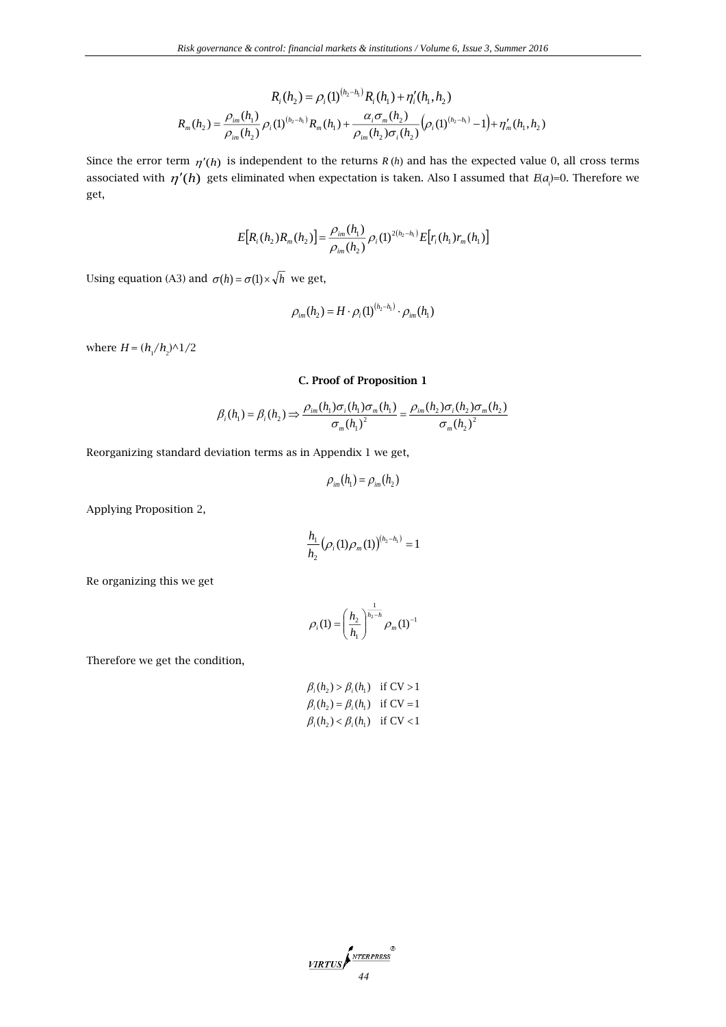$$R_i(h_2) = \rho_i(1)^{(h_2-h_1)} R_i(h_1) + \eta_i'(h_1, h_2)$$

$$R_m(h_2) = \frac{\rho_{im}(h_1)}{\rho_{im}(h_2)} \rho_i(1)^{(h_2-h_1)} R_m(h_1) + \frac{\alpha_i \sigma_m(h_2)}{\rho_{im}(h_2)\sigma_i(h_2)} \left(\rho_i(1)^{(h_2-h_1)} - 1\right) + \eta_m'(h_1, h_2)$$

Since the error term $\eta'(h)$ is independent to the returns $R(h)$ and has the expected value 0, all cross terms associated with $\eta'(h)$ gets eliminated when expectation is taken. Also I assumed that $E(a_i)$=0. Therefore we get,

$$E[R_i(h_2)R_m(h_2)] = \frac{\rho_{im}(h_1)}{\rho_{im}(h_2)} \rho_i(1)^{2(h_2-h_1)} E[r_i(h_1)r_m(h_1)]$$

Using equation (A3) and $\sigma(h) = \sigma(1) \times \sqrt{h}$ we get,

$$\rho_{im}(h_2) = H \cdot \rho_i(1)^{(h_2-h_1)} \cdot \rho_{im}(h_1)$$

where $H = (h_1/h_2)$^1/2

### C. Proof of Proposition 1

$$\beta_i(h_1) = \beta_i(h_2) \Rightarrow \frac{\rho_{im}(h_1)\sigma_i(h_1)\sigma_m(h_1)}{\sigma_m(h_1)^2} = \frac{\rho_{im}(h_2)\sigma_i(h_2)\sigma_m(h_2)}{\sigma_m(h_2)^2}$$

Reorganizing standard deviation terms as in Appendix 1 we get,

$$\rho_{im}(h_1) = \rho_{im}(h_2)$$

Applying Proposition 2,

$$\frac{h_1}{h_2}\left(\rho_i(1)\rho_m(1)\right)^{(h_2-h_1)} = 1$$

Re organizing this we get

$$\rho_i(1) = \left(\frac{h_2}{h_1}\right)^{\frac{1}{h_2-h}} \rho_m(1)^{-1}$$

Therefore we get the condition,

$$\beta_i(h_2) > \beta_i(h_1) \quad \text{if CV} > 1$$
$$\beta_i(h_2) = \beta_i(h_1) \quad \text{if CV} = 1$$
$$\beta_i(h_2) < \beta_i(h_1) \quad \text{if CV} < 1$$